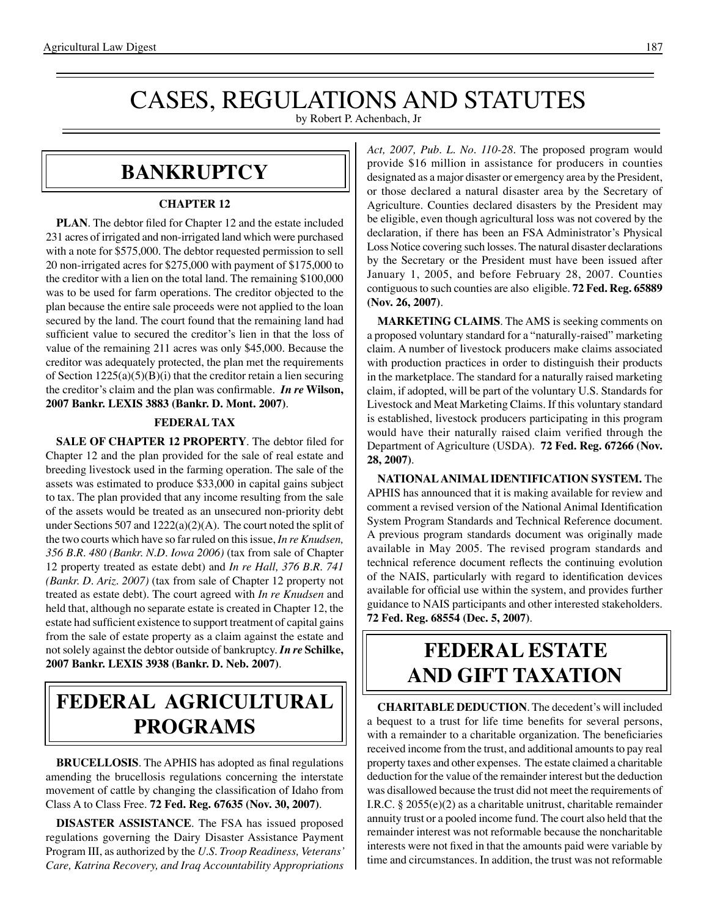# CASES, REGULATIONS AND STATUTES

by Robert P. Achenbach, Jr

## BANKRUPTCY

### CHAPTER 12

**PLAN**. The debtor filed for Chapter 12 and the estate included 231 acres of irrigated and non-irrigated land which were purchased with a note for $575,000. The debtor requested permission to sell 20 non-irrigated acres for $275,000 with payment of $175,000 to the creditor with a lien on the total land. The remaining $100,000 was to be used for farm operations. The creditor objected to the plan because the entire sale proceeds were not applied to the loan secured by the land. The court found that the remaining land had sufficient value to secured the creditor's lien in that the loss of value of the remaining 211 acres was only $45,000. Because the creditor was adequately protected, the plan met the requirements of Section 1225(a)(5)(B)(i) that the creditor retain a lien securing the creditor's claim and the plan was confirmable. ***In re* Wilson, 2007 Bankr. LEXIS 3883 (Bankr. D. Mont. 2007)**.

### FEDERAL TAX

**SALE OF CHAPTER 12 PROPERTY**. The debtor filed for Chapter 12 and the plan provided for the sale of real estate and breeding livestock used in the farming operation. The sale of the assets was estimated to produce $33,000 in capital gains subject to tax. The plan provided that any income resulting from the sale of the assets would be treated as an unsecured non-priority debt under Sections 507 and 1222(a)(2)(A). The court noted the split of the two courts which have so far ruled on this issue, *In re Knudsen, 356 B.R. 480 (Bankr. N.D. Iowa 2006)* (tax from sale of Chapter 12 property treated as estate debt) and *In re Hall, 376 B.R. 741 (Bankr. D. Ariz. 2007)* (tax from sale of Chapter 12 property not treated as estate debt). The court agreed with *In re Knudsen* and held that, although no separate estate is created in Chapter 12, the estate had sufficient existence to support treatment of capital gains from the sale of estate property as a claim against the estate and not solely against the debtor outside of bankruptcy. ***In re* Schilke, 2007 Bankr. LEXIS 3938 (Bankr. D. Neb. 2007)**.

## FEDERAL AGRICULTURAL PROGRAMS

**BRUCELLOSIS**. The APHIS has adopted as final regulations amending the brucellosis regulations concerning the interstate movement of cattle by changing the classification of Idaho from Class A to Class Free. **72 Fed. Reg. 67635 (Nov. 30, 2007)**.

**DISASTER ASSISTANCE**. The FSA has issued proposed regulations governing the Dairy Disaster Assistance Payment Program III, as authorized by the *U.S. Troop Readiness, Veterans' Care, Katrina Recovery, and Iraq Accountability Appropriations Act, 2007, Pub. L. No. 110-28*. The proposed program would provide $16 million in assistance for producers in counties designated as a major disaster or emergency area by the President, or those declared a natural disaster area by the Secretary of Agriculture. Counties declared disasters by the President may be eligible, even though agricultural loss was not covered by the declaration, if there has been an FSA Administrator's Physical Loss Notice covering such losses. The natural disaster declarations by the Secretary or the President must have been issued after January 1, 2005, and before February 28, 2007. Counties contiguous to such counties are also eligible. **72 Fed. Reg. 65889 (Nov. 26, 2007)**.

**MARKETING CLAIMS**. The AMS is seeking comments on a proposed voluntary standard for a "naturally-raised" marketing claim. A number of livestock producers make claims associated with production practices in order to distinguish their products in the marketplace. The standard for a naturally raised marketing claim, if adopted, will be part of the voluntary U.S. Standards for Livestock and Meat Marketing Claims. If this voluntary standard is established, livestock producers participating in this program would have their naturally raised claim verified through the Department of Agriculture (USDA). **72 Fed. Reg. 67266 (Nov. 28, 2007)**.

**NATIONAL ANIMAL IDENTIFICATION SYSTEM.** The APHIS has announced that it is making available for review and comment a revised version of the National Animal Identification System Program Standards and Technical Reference document. A previous program standards document was originally made available in May 2005. The revised program standards and technical reference document reflects the continuing evolution of the NAIS, particularly with regard to identification devices available for official use within the system, and provides further guidance to NAIS participants and other interested stakeholders. **72 Fed. Reg. 68554 (Dec. 5, 2007)**.

## FEDERAL ESTATE AND GIFT TAXATION

**CHARITABLE DEDUCTION**. The decedent's will included a bequest to a trust for life time benefits for several persons, with a remainder to a charitable organization. The beneficiaries received income from the trust, and additional amounts to pay real property taxes and other expenses. The estate claimed a charitable deduction for the value of the remainder interest but the deduction was disallowed because the trust did not meet the requirements of I.R.C. § 2055(e)(2) as a charitable unitrust, charitable remainder annuity trust or a pooled income fund. The court also held that the remainder interest was not reformable because the noncharitable interests were not fixed in that the amounts paid were variable by time and circumstances. In addition, the trust was not reformable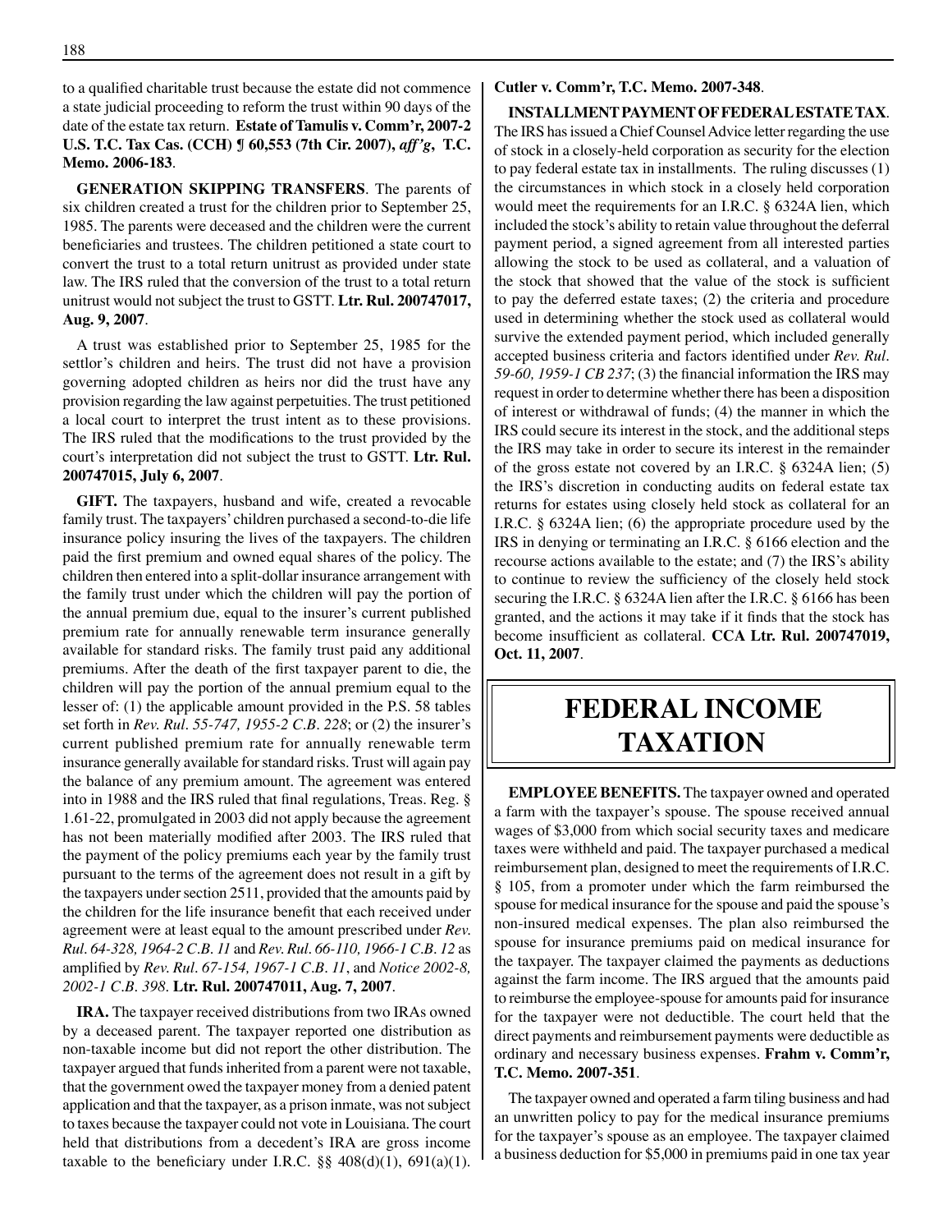to a qualified charitable trust because the estate did not commence a state judicial proceeding to reform the trust within 90 days of the date of the estate tax return. **Estate of Tamulis v. Comm'r, 2007-2 U.S. T.C. Tax Cas. (CCH) ¶ 60,553 (7th Cir. 2007), *aff'g*, T.C. Memo. 2006-183**.

**GENERATION SKIPPING TRANSFERS**. The parents of six children created a trust for the children prior to September 25, 1985. The parents were deceased and the children were the current beneficiaries and trustees. The children petitioned a state court to convert the trust to a total return unitrust as provided under state law. The IRS ruled that the conversion of the trust to a total return unitrust would not subject the trust to GSTT. **Ltr. Rul. 200747017, Aug. 9, 2007**.

A trust was established prior to September 25, 1985 for the settlor's children and heirs. The trust did not have a provision governing adopted children as heirs nor did the trust have any provision regarding the law against perpetuities. The trust petitioned a local court to interpret the trust intent as to these provisions. The IRS ruled that the modifications to the trust provided by the court's interpretation did not subject the trust to GSTT. **Ltr. Rul. 200747015, July 6, 2007**.

**GIFT.** The taxpayers, husband and wife, created a revocable family trust. The taxpayers' children purchased a second-to-die life insurance policy insuring the lives of the taxpayers. The children paid the first premium and owned equal shares of the policy. The children then entered into a split-dollar insurance arrangement with the family trust under which the children will pay the portion of the annual premium due, equal to the insurer's current published premium rate for annually renewable term insurance generally available for standard risks. The family trust paid any additional premiums. After the death of the first taxpayer parent to die, the children will pay the portion of the annual premium equal to the lesser of: (1) the applicable amount provided in the P.S. 58 tables set forth in *Rev. Rul. 55-747, 1955-2 C.B. 228*; or (2) the insurer's current published premium rate for annually renewable term insurance generally available for standard risks. Trust will again pay the balance of any premium amount. The agreement was entered into in 1988 and the IRS ruled that final regulations, Treas. Reg. § 1.61-22, promulgated in 2003 did not apply because the agreement has not been materially modified after 2003. The IRS ruled that the payment of the policy premiums each year by the family trust pursuant to the terms of the agreement does not result in a gift by the taxpayers under section 2511, provided that the amounts paid by the children for the life insurance benefit that each received under agreement were at least equal to the amount prescribed under *Rev. Rul. 64-328, 1964-2 C.B. 11* and *Rev. Rul. 66-110, 1966-1 C.B. 12* as amplified by *Rev. Rul. 67-154, 1967-1 C.B. 11*, and *Notice 2002-8, 2002-1 C.B. 398*. **Ltr. Rul. 200747011, Aug. 7, 2007**.

**IRA.** The taxpayer received distributions from two IRAs owned by a deceased parent. The taxpayer reported one distribution as non-taxable income but did not report the other distribution. The taxpayer argued that funds inherited from a parent were not taxable, that the government owed the taxpayer money from a denied patent application and that the taxpayer, as a prison inmate, was not subject to taxes because the taxpayer could not vote in Louisiana. The court held that distributions from a decedent's IRA are gross income taxable to the beneficiary under I.R.C. §§ 408(d)(1), 691(a)(1). **Cutler v. Comm'r, T.C. Memo. 2007-348**.

**INSTALLMENT PAYMENT OF FEDERAL ESTATE TAX**. The IRS has issued a Chief Counsel Advice letter regarding the use of stock in a closely-held corporation as security for the election to pay federal estate tax in installments. The ruling discusses (1) the circumstances in which stock in a closely held corporation would meet the requirements for an I.R.C. § 6324A lien, which included the stock's ability to retain value throughout the deferral payment period, a signed agreement from all interested parties allowing the stock to be used as collateral, and a valuation of the stock that showed that the value of the stock is sufficient to pay the deferred estate taxes; (2) the criteria and procedure used in determining whether the stock used as collateral would survive the extended payment period, which included generally accepted business criteria and factors identified under *Rev. Rul. 59-60, 1959-1 CB 237*; (3) the financial information the IRS may request in order to determine whether there has been a disposition of interest or withdrawal of funds; (4) the manner in which the IRS could secure its interest in the stock, and the additional steps the IRS may take in order to secure its interest in the remainder of the gross estate not covered by an I.R.C. § 6324A lien; (5) the IRS's discretion in conducting audits on federal estate tax returns for estates using closely held stock as collateral for an I.R.C. § 6324A lien; (6) the appropriate procedure used by the IRS in denying or terminating an I.R.C. § 6166 election and the recourse actions available to the estate; and (7) the IRS's ability to continue to review the sufficiency of the closely held stock securing the I.R.C. § 6324A lien after the I.R.C. § 6166 has been granted, and the actions it may take if it finds that the stock has become insufficient as collateral. **CCA Ltr. Rul. 200747019, Oct. 11, 2007**.

# FEDERAL INCOME TAXATION

**EMPLOYEE BENEFITS.** The taxpayer owned and operated a farm with the taxpayer's spouse. The spouse received annual wages of $3,000 from which social security taxes and medicare taxes were withheld and paid. The taxpayer purchased a medical reimbursement plan, designed to meet the requirements of I.R.C. § 105, from a promoter under which the farm reimbursed the spouse for medical insurance for the spouse and paid the spouse's non-insured medical expenses. The plan also reimbursed the spouse for insurance premiums paid on medical insurance for the taxpayer. The taxpayer claimed the payments as deductions against the farm income. The IRS argued that the amounts paid to reimburse the employee-spouse for amounts paid for insurance for the taxpayer were not deductible. The court held that the direct payments and reimbursement payments were deductible as ordinary and necessary business expenses. **Frahm v. Comm'r, T.C. Memo. 2007-351**.

The taxpayer owned and operated a farm tiling business and had an unwritten policy to pay for the medical insurance premiums for the taxpayer's spouse as an employee. The taxpayer claimed a business deduction for $5,000 in premiums paid in one tax year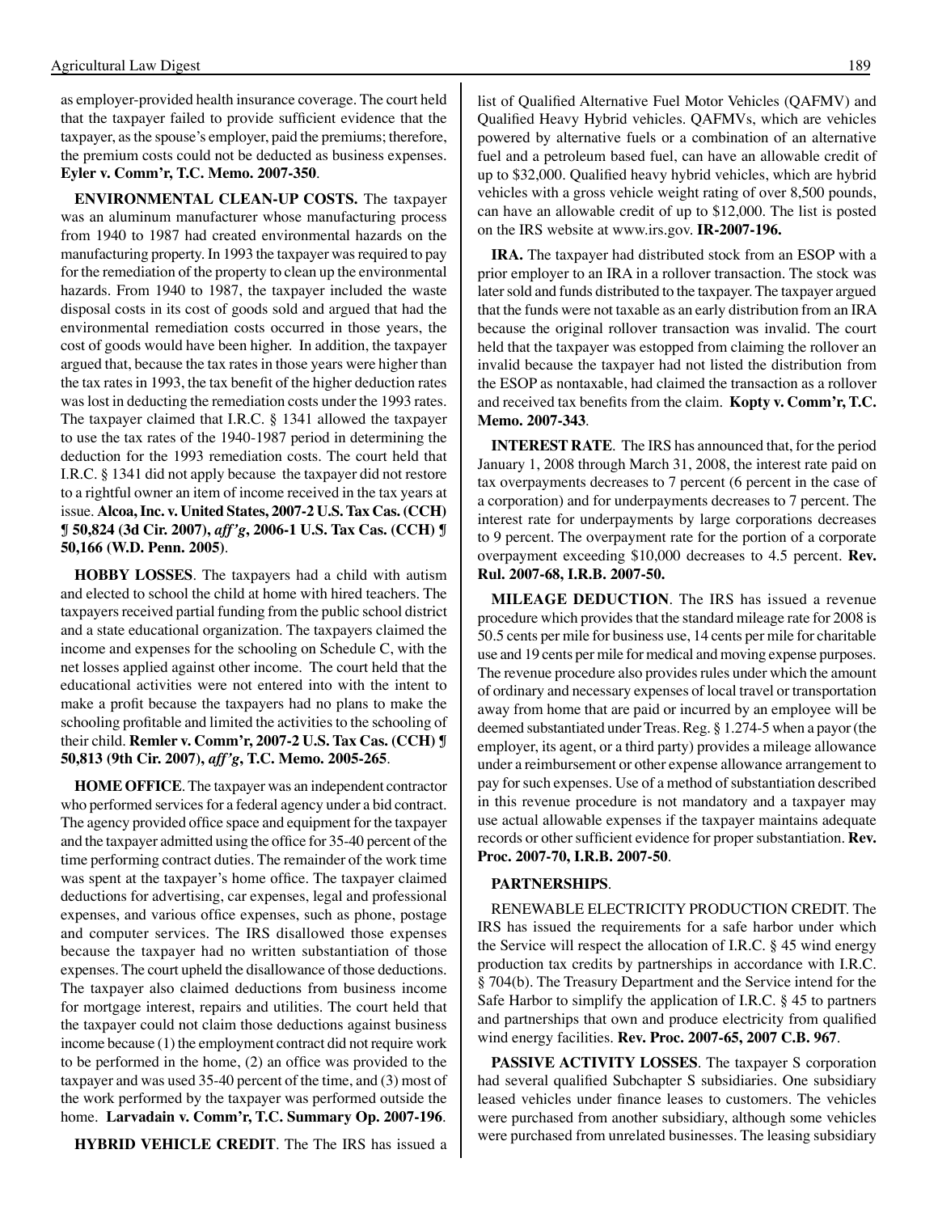as employer-provided health insurance coverage. The court held that the taxpayer failed to provide sufficient evidence that the taxpayer, as the spouse's employer, paid the premiums; therefore, the premium costs could not be deducted as business expenses. **Eyler v. Comm'r, T.C. Memo. 2007-350**.

**ENVIRONMENTAL CLEAN-UP COSTS.** The taxpayer was an aluminum manufacturer whose manufacturing process from 1940 to 1987 had created environmental hazards on the manufacturing property. In 1993 the taxpayer was required to pay for the remediation of the property to clean up the environmental hazards. From 1940 to 1987, the taxpayer included the waste disposal costs in its cost of goods sold and argued that had the environmental remediation costs occurred in those years, the cost of goods would have been higher. In addition, the taxpayer argued that, because the tax rates in those years were higher than the tax rates in 1993, the tax benefit of the higher deduction rates was lost in deducting the remediation costs under the 1993 rates. The taxpayer claimed that I.R.C. § 1341 allowed the taxpayer to use the tax rates of the 1940-1987 period in determining the deduction for the 1993 remediation costs. The court held that I.R.C. § 1341 did not apply because the taxpayer did not restore to a rightful owner an item of income received in the tax years at issue. **Alcoa, Inc. v. United States, 2007-2 U.S. Tax Cas. (CCH) ¶ 50,824 (3d Cir. 2007), *aff'g*, 2006-1 U.S. Tax Cas. (CCH) ¶ 50,166 (W.D. Penn. 2005)**.

**HOBBY LOSSES**. The taxpayers had a child with autism and elected to school the child at home with hired teachers. The taxpayers received partial funding from the public school district and a state educational organization. The taxpayers claimed the income and expenses for the schooling on Schedule C, with the net losses applied against other income. The court held that the educational activities were not entered into with the intent to make a profit because the taxpayers had no plans to make the schooling profitable and limited the activities to the schooling of their child. **Remler v. Comm'r, 2007-2 U.S. Tax Cas. (CCH) ¶ 50,813 (9th Cir. 2007), *aff'g*, T.C. Memo. 2005-265**.

**HOME OFFICE**. The taxpayer was an independent contractor who performed services for a federal agency under a bid contract. The agency provided office space and equipment for the taxpayer and the taxpayer admitted using the office for 35-40 percent of the time performing contract duties. The remainder of the work time was spent at the taxpayer's home office. The taxpayer claimed deductions for advertising, car expenses, legal and professional expenses, and various office expenses, such as phone, postage and computer services. The IRS disallowed those expenses because the taxpayer had no written substantiation of those expenses. The court upheld the disallowance of those deductions. The taxpayer also claimed deductions from business income for mortgage interest, repairs and utilities. The court held that the taxpayer could not claim those deductions against business income because (1) the employment contract did not require work to be performed in the home, (2) an office was provided to the taxpayer and was used 35-40 percent of the time, and (3) most of the work performed by the taxpayer was performed outside the home. **Larvadain v. Comm'r, T.C. Summary Op. 2007-196**.

**HYBRID VEHICLE CREDIT**. The The IRS has issued a list of Qualified Alternative Fuel Motor Vehicles (QAFMV) and Qualified Heavy Hybrid vehicles. QAFMVs, which are vehicles powered by alternative fuels or a combination of an alternative fuel and a petroleum based fuel, can have an allowable credit of up to $32,000. Qualified heavy hybrid vehicles, which are hybrid vehicles with a gross vehicle weight rating of over 8,500 pounds, can have an allowable credit of up to $12,000. The list is posted on the IRS website at www.irs.gov. **IR-2007-196.**

**IRA.** The taxpayer had distributed stock from an ESOP with a prior employer to an IRA in a rollover transaction. The stock was later sold and funds distributed to the taxpayer. The taxpayer argued that the funds were not taxable as an early distribution from an IRA because the original rollover transaction was invalid. The court held that the taxpayer was estopped from claiming the rollover an invalid because the taxpayer had not listed the distribution from the ESOP as nontaxable, had claimed the transaction as a rollover and received tax benefits from the claim. **Kopty v. Comm'r, T.C. Memo. 2007-343**.

**INTEREST RATE**. The IRS has announced that, for the period January 1, 2008 through March 31, 2008, the interest rate paid on tax overpayments decreases to 7 percent (6 percent in the case of a corporation) and for underpayments decreases to 7 percent. The interest rate for underpayments by large corporations decreases to 9 percent. The overpayment rate for the portion of a corporate overpayment exceeding $10,000 decreases to 4.5 percent. **Rev. Rul. 2007-68, I.R.B. 2007-50.**

**MILEAGE DEDUCTION**. The IRS has issued a revenue procedure which provides that the standard mileage rate for 2008 is 50.5 cents per mile for business use, 14 cents per mile for charitable use and 19 cents per mile for medical and moving expense purposes. The revenue procedure also provides rules under which the amount of ordinary and necessary expenses of local travel or transportation away from home that are paid or incurred by an employee will be deemed substantiated under Treas. Reg. § 1.274-5 when a payor (the employer, its agent, or a third party) provides a mileage allowance under a reimbursement or other expense allowance arrangement to pay for such expenses. Use of a method of substantiation described in this revenue procedure is not mandatory and a taxpayer may use actual allowable expenses if the taxpayer maintains adequate records or other sufficient evidence for proper substantiation. **Rev. Proc. 2007-70, I.R.B. 2007-50**.

**PARTNERSHIPS**.

RENEWABLE ELECTRICITY PRODUCTION CREDIT. The IRS has issued the requirements for a safe harbor under which the Service will respect the allocation of I.R.C. § 45 wind energy production tax credits by partnerships in accordance with I.R.C. § 704(b). The Treasury Department and the Service intend for the Safe Harbor to simplify the application of I.R.C. § 45 to partners and partnerships that own and produce electricity from qualified wind energy facilities. **Rev. Proc. 2007-65, 2007 C.B. 967**.

**PASSIVE ACTIVITY LOSSES**. The taxpayer S corporation had several qualified Subchapter S subsidiaries. One subsidiary leased vehicles under finance leases to customers. The vehicles were purchased from another subsidiary, although some vehicles were purchased from unrelated businesses. The leasing subsidiary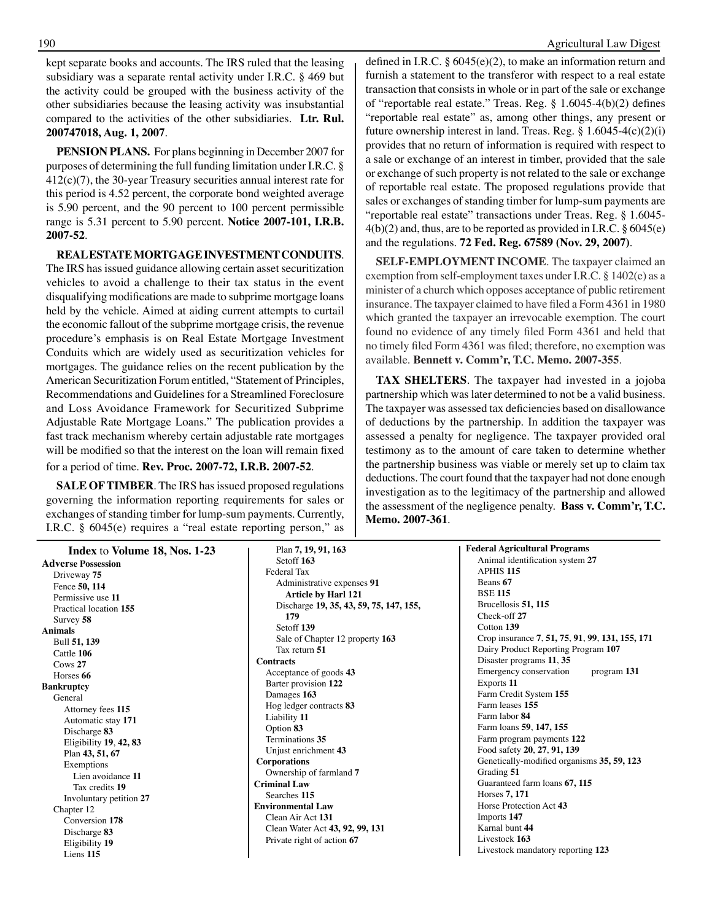kept separate books and accounts. The IRS ruled that the leasing subsidiary was a separate rental activity under I.R.C. § 469 but the activity could be grouped with the business activity of the other subsidiaries because the leasing activity was insubstantial compared to the activities of the other subsidiaries. **Ltr. Rul. 200747018, Aug. 1, 2007**.

**PENSION PLANS.** For plans beginning in December 2007 for purposes of determining the full funding limitation under I.R.C. § 412(c)(7), the 30-year Treasury securities annual interest rate for this period is 4.52 percent, the corporate bond weighted average is 5.90 percent, and the 90 percent to 100 percent permissible range is 5.31 percent to 5.90 percent. **Notice 2007-101, I.R.B. 2007-52**.

**REAL ESTATE MORTGAGE INVESTMENT CONDUITS**. The IRS has issued guidance allowing certain asset securitization vehicles to avoid a challenge to their tax status in the event disqualifying modifications are made to subprime mortgage loans held by the vehicle. Aimed at aiding current attempts to curtail the economic fallout of the subprime mortgage crisis, the revenue procedure's emphasis is on Real Estate Mortgage Investment Conduits which are widely used as securitization vehicles for mortgages. The guidance relies on the recent publication by the American Securitization Forum entitled, "Statement of Principles, Recommendations and Guidelines for a Streamlined Foreclosure and Loss Avoidance Framework for Securitized Subprime Adjustable Rate Mortgage Loans." The publication provides a fast track mechanism whereby certain adjustable rate mortgages will be modified so that the interest on the loan will remain fixed for a period of time. **Rev. Proc. 2007-72, I.R.B. 2007-52**.

**SALE OF TIMBER**. The IRS has issued proposed regulations governing the information reporting requirements for sales or exchanges of standing timber for lump-sum payments. Currently, I.R.C. § 6045(e) requires a "real estate reporting person," as defined in I.R.C. § 6045(e)(2), to make an information return and furnish a statement to the transferor with respect to a real estate transaction that consists in whole or in part of the sale or exchange of "reportable real estate." Treas. Reg. § 1.6045-4(b)(2) defines "reportable real estate" as, among other things, any present or future ownership interest in land. Treas. Reg. § 1.6045-4(c)(2)(i) provides that no return of information is required with respect to a sale or exchange of an interest in timber, provided that the sale or exchange of such property is not related to the sale or exchange of reportable real estate. The proposed regulations provide that sales or exchanges of standing timber for lump-sum payments are "reportable real estate" transactions under Treas. Reg. § 1.6045-4(b)(2) and, thus, are to be reported as provided in I.R.C. § 6045(e) and the regulations. **72 Fed. Reg. 67589 (Nov. 29, 2007)**.

**SELF-EMPLOYMENT INCOME**. The taxpayer claimed an exemption from self-employment taxes under I.R.C. § 1402(e) as a minister of a church which opposes acceptance of public retirement insurance. The taxpayer claimed to have filed a Form 4361 in 1980 which granted the taxpayer an irrevocable exemption. The court found no evidence of any timely filed Form 4361 and held that no timely filed Form 4361 was filed; therefore, no exemption was available. **Bennett v. Comm'r, T.C. Memo. 2007-355**.

**TAX SHELTERS**. The taxpayer had invested in a jojoba partnership which was later determined to not be a valid business. The taxpayer was assessed tax deficiencies based on disallowance of deductions by the partnership. In addition the taxpayer was assessed a penalty for negligence. The taxpayer provided oral testimony as to the amount of care taken to determine whether the partnership business was viable or merely set up to claim tax deductions. The court found that the taxpayer had not done enough investigation as to the legitimacy of the partnership and allowed the assessment of the negligence penalty. **Bass v. Comm'r, T.C. Memo. 2007-361**.

## Index to Volume 18, Nos. 1-23

**Adverse Possession**
- Driveway **75**
- Fence **50, 114**
- Permissive use **11**
- Practical location **155**
- Survey **58**

**Animals**
- Bull **51, 139**
- Cattle **106**
- Cows **27**
- Horses **66**

**Bankruptcy**
- General
  - Attorney fees **115**
  - Automatic stay **171**
  - Discharge **83**
  - Eligibility **19**, **42, 83**
  - Plan **43, 51, 67**
  - Exemptions
    - Lien avoidance **11**
    - Tax credits **19**
  - Involuntary petition **27**
- Chapter 12
  - Conversion **178**
  - Discharge **83**
  - Eligibility **19**
  - Liens **115**
  - Plan **7, 19, 91, 163**
  - Setoff **163**
- Federal Tax
  - Administrative expenses **91**
    - **Article by Harl 121**
  - Discharge **19, 35, 43, 59, 75, 147, 155, 179**
  - Setoff **139**
  - Sale of Chapter 12 property **163**
  - Tax return **51**

**Contracts**
- Acceptance of goods **43**
- Barter provision **122**
- Damages **163**
- Hog ledger contracts **83**
- Liability **11**
- Option **83**
- Terminations **35**
- Unjust enrichment **43**

**Corporations**
- Ownership of farmland **7**

**Criminal Law**
- Searches **115**

**Environmental Law**
- Clean Air Act **131**
- Clean Water Act **43, 92, 99, 131**
- Private right of action **67**

**Federal Agricultural Programs**
- Animal identification system **27**
- APHIS **115**
- Beans **67**
- BSE **115**
- Brucellosis **51, 115**
- Check-off **27**
- Cotton **139**
- Crop insurance **7**, **51, 75**, **91**, **99**, **131, 155, 171**
- Dairy Product Reporting Program **107**
- Disaster programs **11**, **35**
- Emergency conservation program **131**
- Exports **11**
- Farm Credit System **155**
- Farm leases **155**
- Farm labor **84**
- Farm loans **59**, **147, 155**
- Farm program payments **122**
- Food safety **20**, **27**, **91, 139**
- Genetically-modified organisms **35, 59, 123**
- Grading **51**
- Guaranteed farm loans **67, 115**
- Horses **7, 171**
- Horse Protection Act **43**
- Imports **147**
- Karnal bunt **44**
- Livestock **163**
- Livestock mandatory reporting **123**